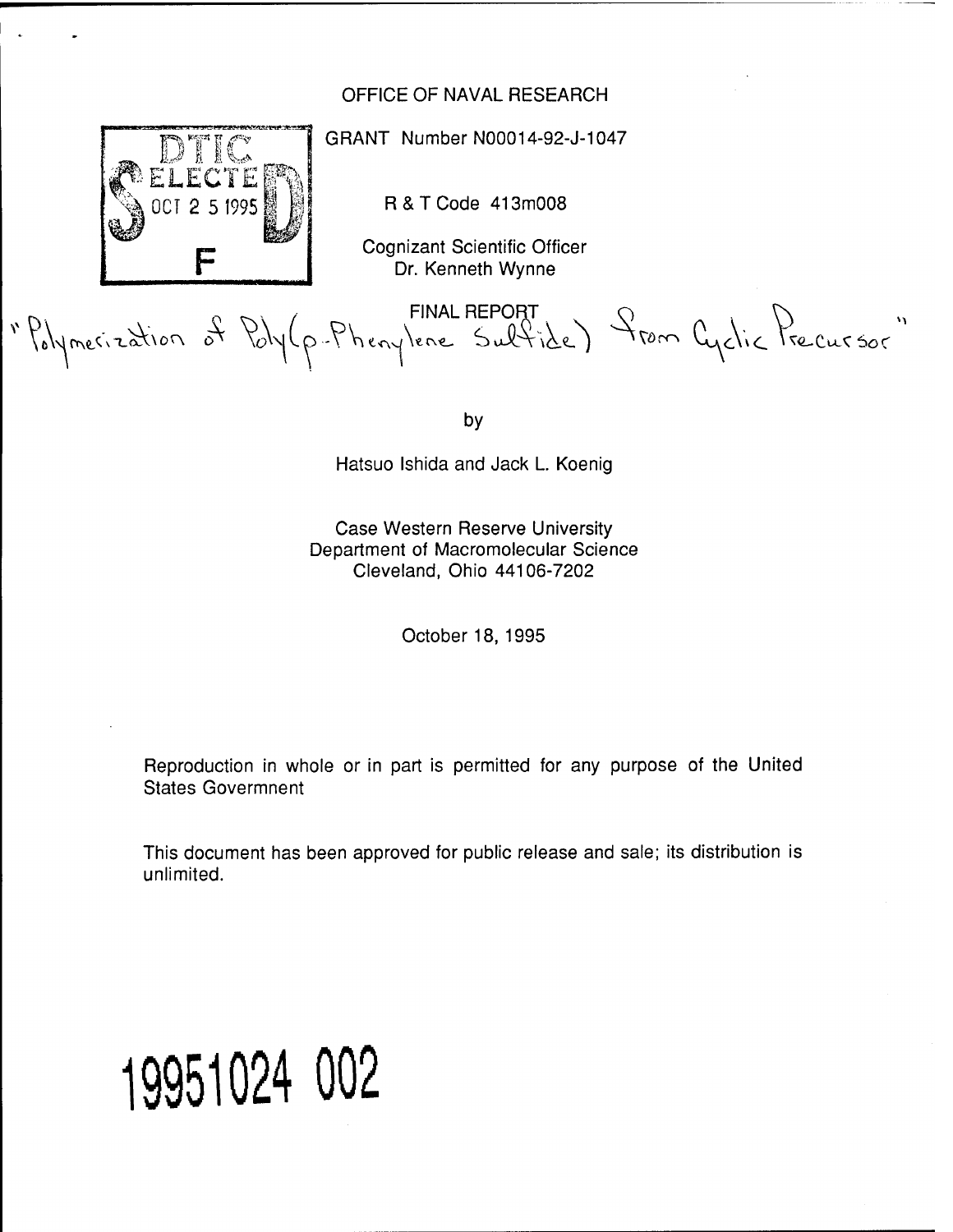OFFICE OF NAVAL RESEARCH

DTIC ELECTE OCT 2 5 1995 F

GRANT Number N00014-92-J-1047

R & T Code 413m008

Cognizant Scientific Officer
Dr. Kenneth Wynne

FINAL REPORT

"Polymerization of Poly(p-Phenylene Sulfide) from Cyclic Precursor"

by

Hatsuo Ishida and Jack L. Koenig

Case Western Reserve University
Department of Macromolecular Science
Cleveland, Ohio 44106-7202

October 18, 1995

Reproduction in whole or in part is permitted for any purpose of the United States Govermnent

This document has been approved for public release and sale; its distribution is unlimited.

19951024 002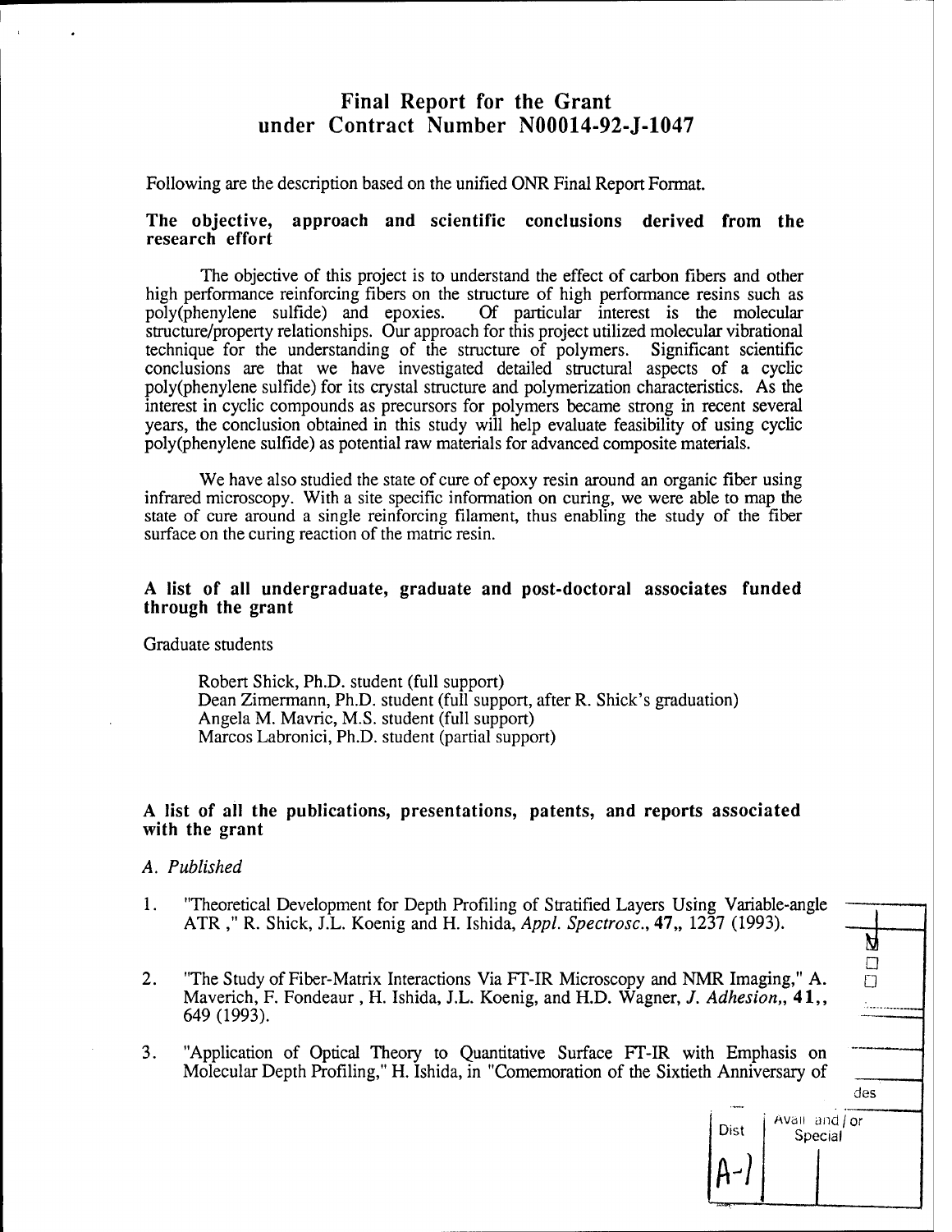# Final Report for the Grant under Contract Number N00014-92-J-1047

Following are the description based on the unified ONR Final Report Format.

## The objective, approach and scientific conclusions derived from the research effort

The objective of this project is to understand the effect of carbon fibers and other high performance reinforcing fibers on the structure of high performance resins such as poly(phenylene sulfide) and epoxies. Of particular interest is the molecular structure/property relationships. Our approach for this project utilized molecular vibrational technique for the understanding of the structure of polymers. Significant scientific conclusions are that we have investigated detailed structural aspects of a cyclic poly(phenylene sulfide) for its crystal structure and polymerization characteristics. As the interest in cyclic compounds as precursors for polymers became strong in recent several years, the conclusion obtained in this study will help evaluate feasibility of using cyclic poly(phenylene sulfide) as potential raw materials for advanced composite materials.

We have also studied the state of cure of epoxy resin around an organic fiber using infrared microscopy. With a site specific information on curing, we were able to map the state of cure around a single reinforcing filament, thus enabling the study of the fiber surface on the curing reaction of the matric resin.

## A list of all undergraduate, graduate and post-doctoral associates funded through the grant

Graduate students

Robert Shick, Ph.D. student (full support)
Dean Zimermann, Ph.D. student (full support, after R. Shick's graduation)
Angela M. Mavric, M.S. student (full support)
Marcos Labronici, Ph.D. student (partial support)

## A list of all the publications, presentations, patents, and reports associated with the grant

*A. Published*

1. "Theoretical Development for Depth Profiling of Stratified Layers Using Variable-angle ATR ," R. Shick, J.L. Koenig and H. Ishida, *Appl. Spectrosc.*, **47**,, 1237 (1993).

2. "The Study of Fiber-Matrix Interactions Via FT-IR Microscopy and NMR Imaging," A. Maverich, F. Fondeaur , H. Ishida, J.L. Koenig, and H.D. Wagner, *J. Adhesion,*, **41**,, 649 (1993).

3. "Application of Optical Theory to Quantitative Surface FT-IR with Emphasis on Molecular Depth Profiling," H. Ishida, in "Comemoration of the Sixtieth Anniversary of

| Dist | Avail and / or Special |
|---|---|
| A-1 | |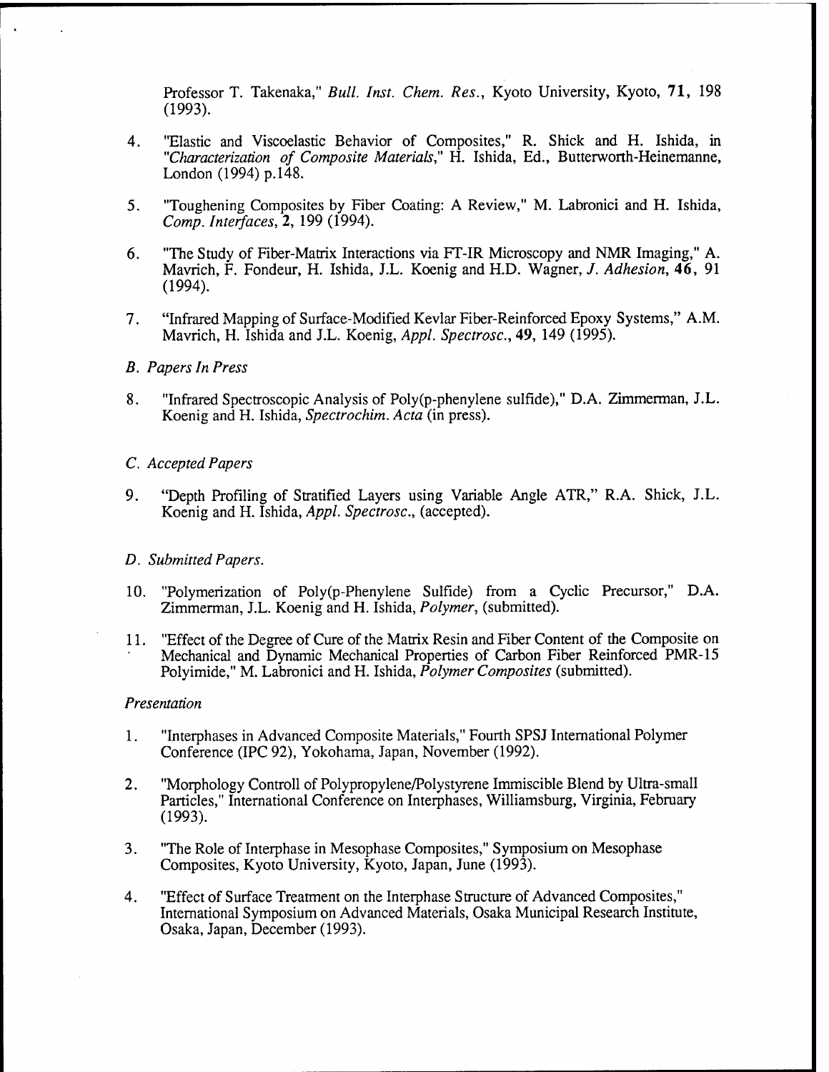Professor T. Takenaka," *Bull. Inst. Chem. Res.*, Kyoto University, Kyoto, **71**, 198 (1993).

4. "Elastic and Viscoelastic Behavior of Composites," R. Shick and H. Ishida, in "*Characterization of Composite Materials*," H. Ishida, Ed., Butterworth-Heinemanne, London (1994) p.148.

5. "Toughening Composites by Fiber Coating: A Review," M. Labronici and H. Ishida, *Comp. Interfaces*, **2**, 199 (1994).

6. "The Study of Fiber-Matrix Interactions via FT-IR Microscopy and NMR Imaging," A. Mavrich, F. Fondeur, H. Ishida, J.L. Koenig and H.D. Wagner, *J. Adhesion*, **46**, 91 (1994).

7. "Infrared Mapping of Surface-Modified Kevlar Fiber-Reinforced Epoxy Systems," A.M. Mavrich, H. Ishida and J.L. Koenig, *Appl. Spectrosc.*, **49**, 149 (1995).

*B. Papers In Press*

8. "Infrared Spectroscopic Analysis of Poly(p-phenylene sulfide)," D.A. Zimmerman, J.L. Koenig and H. Ishida, *Spectrochim. Acta* (in press).

*C. Accepted Papers*

9. "Depth Profiling of Stratified Layers using Variable Angle ATR," R.A. Shick, J.L. Koenig and H. Ishida, *Appl. Spectrosc.*, (accepted).

*D. Submitted Papers.*

10. "Polymerization of Poly(p-Phenylene Sulfide) from a Cyclic Precursor," D.A. Zimmerman, J.L. Koenig and H. Ishida, *Polymer*, (submitted).

11. "Effect of the Degree of Cure of the Matrix Resin and Fiber Content of the Composite on Mechanical and Dynamic Mechanical Properties of Carbon Fiber Reinforced PMR-15 Polyimide," M. Labronici and H. Ishida, *Polymer Composites* (submitted).

*Presentation*

1. "Interphases in Advanced Composite Materials," Fourth SPSJ International Polymer Conference (IPC 92), Yokohama, Japan, November (1992).

2. "Morphology Controll of Polypropylene/Polystyrene Immiscible Blend by Ultra-small Particles," International Conference on Interphases, Williamsburg, Virginia, February (1993).

3. "The Role of Interphase in Mesophase Composites," Symposium on Mesophase Composites, Kyoto University, Kyoto, Japan, June (1993).

4. "Effect of Surface Treatment on the Interphase Structure of Advanced Composites," International Symposium on Advanced Materials, Osaka Municipal Research Institute, Osaka, Japan, December (1993).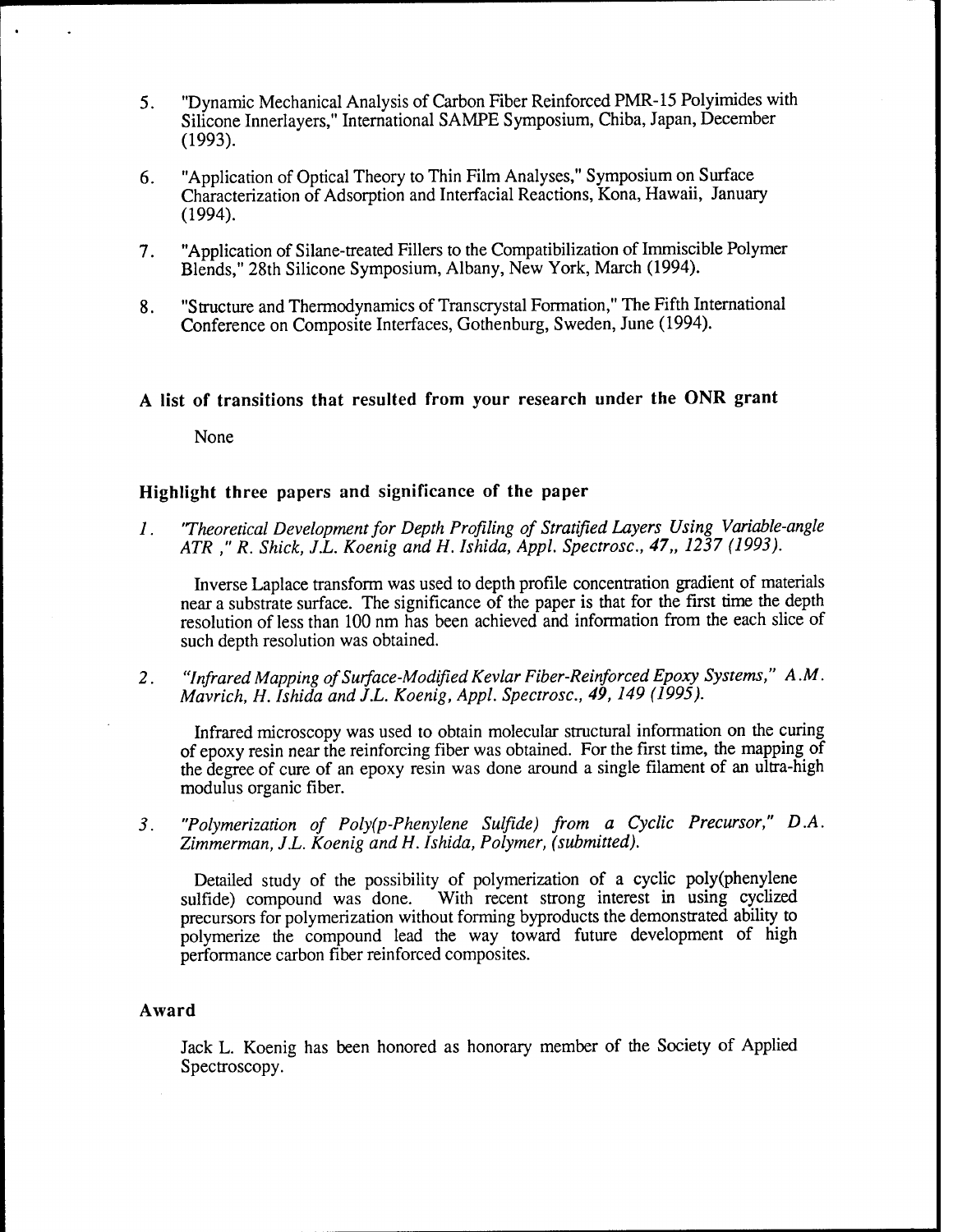5. "Dynamic Mechanical Analysis of Carbon Fiber Reinforced PMR-15 Polyimides with Silicone Innerlayers," International SAMPE Symposium, Chiba, Japan, December (1993).

6. "Application of Optical Theory to Thin Film Analyses," Symposium on Surface Characterization of Adsorption and Interfacial Reactions, Kona, Hawaii, January (1994).

7. "Application of Silane-treated Fillers to the Compatibilization of Immiscible Polymer Blends," 28th Silicone Symposium, Albany, New York, March (1994).

8. "Structure and Thermodynamics of Transcrystal Formation," The Fifth International Conference on Composite Interfaces, Gothenburg, Sweden, June (1994).

### A list of transitions that resulted from your research under the ONR grant

None

### Highlight three papers and significance of the paper

1. *"Theoretical Development for Depth Profiling of Stratified Layers Using Variable-angle ATR ," R. Shick, J.L. Koenig and H. Ishida, Appl. Spectrosc., 47,, 1237 (1993).*

   Inverse Laplace transform was used to depth profile concentration gradient of materials near a substrate surface. The significance of the paper is that for the first time the depth resolution of less than 100 nm has been achieved and information from the each slice of such depth resolution was obtained.

2. *"Infrared Mapping of Surface-Modified Kevlar Fiber-Reinforced Epoxy Systems," A.M. Mavrich, H. Ishida and J.L. Koenig, Appl. Spectrosc., 49, 149 (1995).*

   Infrared microscopy was used to obtain molecular structural information on the curing of epoxy resin near the reinforcing fiber was obtained. For the first time, the mapping of the degree of cure of an epoxy resin was done around a single filament of an ultra-high modulus organic fiber.

3. *"Polymerization of Poly(p-Phenylene Sulfide) from a Cyclic Precursor," D.A. Zimmerman, J.L. Koenig and H. Ishida, Polymer, (submitted).*

   Detailed study of the possibility of polymerization of a cyclic poly(phenylene sulfide) compound was done. With recent strong interest in using cyclized precursors for polymerization without forming byproducts the demonstrated ability to polymerize the compound lead the way toward future development of high performance carbon fiber reinforced composites.

### Award

Jack L. Koenig has been honored as honorary member of the Society of Applied Spectroscopy.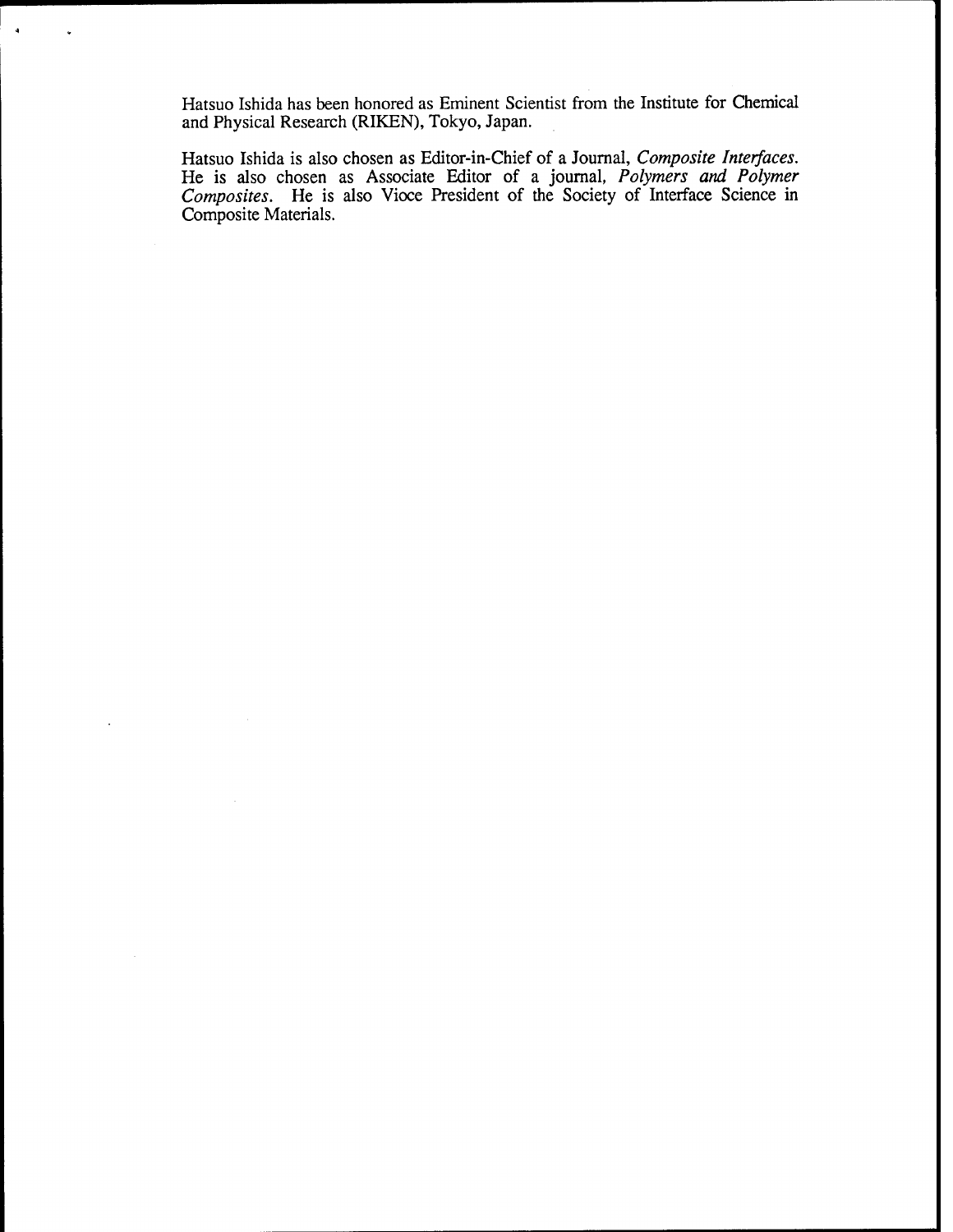Hatsuo Ishida has been honored as Eminent Scientist from the Institute for Chemical and Physical Research (RIKEN), Tokyo, Japan.

Hatsuo Ishida is also chosen as Editor-in-Chief of a Journal, *Composite Interfaces*. He is also chosen as Associate Editor of a journal, *Polymers and Polymer Composites*. He is also Vioce President of the Society of Interface Science in Composite Materials.